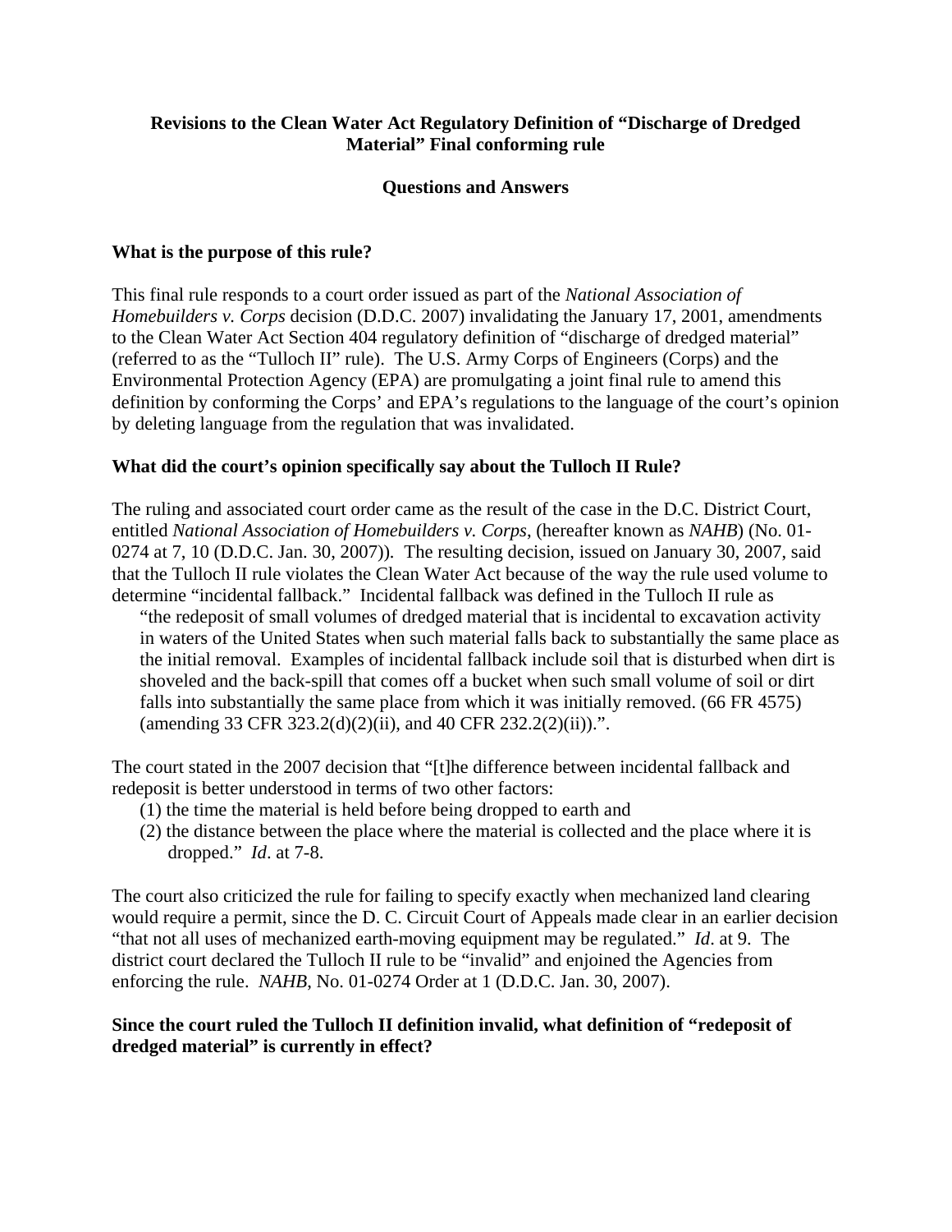**Revisions to the Clean Water Act Regulatory Definition of "Discharge of Dredged Material" Final conforming rule**

**Questions and Answers**

**What is the purpose of this rule?**

This final rule responds to a court order issued as part of the *National Association of Homebuilders v. Corps* decision (D.D.C. 2007) invalidating the January 17, 2001, amendments to the Clean Water Act Section 404 regulatory definition of "discharge of dredged material" (referred to as the "Tulloch II" rule). The U.S. Army Corps of Engineers (Corps) and the Environmental Protection Agency (EPA) are promulgating a joint final rule to amend this definition by conforming the Corps' and EPA's regulations to the language of the court's opinion by deleting language from the regulation that was invalidated.

**What did the court's opinion specifically say about the Tulloch II Rule?**

The ruling and associated court order came as the result of the case in the D.C. District Court, entitled *National Association of Homebuilders v. Corps*, (hereafter known as *NAHB*) (No. 01-0274 at 7, 10 (D.D.C. Jan. 30, 2007)). The resulting decision, issued on January 30, 2007, said that the Tulloch II rule violates the Clean Water Act because of the way the rule used volume to determine "incidental fallback." Incidental fallback was defined in the Tulloch II rule as

> "the redeposit of small volumes of dredged material that is incidental to excavation activity in waters of the United States when such material falls back to substantially the same place as the initial removal. Examples of incidental fallback include soil that is disturbed when dirt is shoveled and the back-spill that comes off a bucket when such small volume of soil or dirt falls into substantially the same place from which it was initially removed. (66 FR 4575) (amending 33 CFR 323.2(d)(2)(ii), and 40 CFR 232.2(2)(ii)).".

The court stated in the 2007 decision that "[t]he difference between incidental fallback and redeposit is better understood in terms of two other factors:

(1) the time the material is held before being dropped to earth and
(2) the distance between the place where the material is collected and the place where it is dropped." *Id*. at 7-8.

The court also criticized the rule for failing to specify exactly when mechanized land clearing would require a permit, since the D. C. Circuit Court of Appeals made clear in an earlier decision "that not all uses of mechanized earth-moving equipment may be regulated." *Id*. at 9. The district court declared the Tulloch II rule to be "invalid" and enjoined the Agencies from enforcing the rule. *NAHB*, No. 01-0274 Order at 1 (D.D.C. Jan. 30, 2007).

**Since the court ruled the Tulloch II definition invalid, what definition of "redeposit of dredged material" is currently in effect?**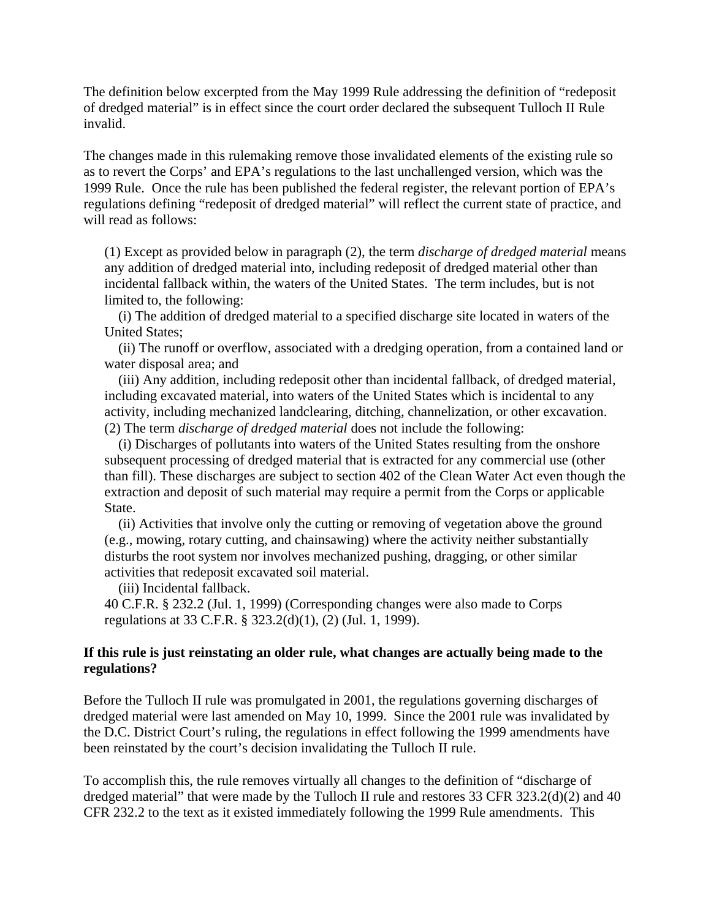The definition below excerpted from the May 1999 Rule addressing the definition of "redeposit of dredged material" is in effect since the court order declared the subsequent Tulloch II Rule invalid.

The changes made in this rulemaking remove those invalidated elements of the existing rule so as to revert the Corps' and EPA's regulations to the last unchallenged version, which was the 1999 Rule. Once the rule has been published the federal register, the relevant portion of EPA's regulations defining "redeposit of dredged material" will reflect the current state of practice, and will read as follows:

> (1) Except as provided below in paragraph (2), the term *discharge of dredged material* means any addition of dredged material into, including redeposit of dredged material other than incidental fallback within, the waters of the United States. The term includes, but is not limited to, the following:
>
> (i) The addition of dredged material to a specified discharge site located in waters of the United States;
>
> (ii) The runoff or overflow, associated with a dredging operation, from a contained land or water disposal area; and
>
> (iii) Any addition, including redeposit other than incidental fallback, of dredged material, including excavated material, into waters of the United States which is incidental to any activity, including mechanized landclearing, ditching, channelization, or other excavation.
>
> (2) The term *discharge of dredged material* does not include the following:
>
> (i) Discharges of pollutants into waters of the United States resulting from the onshore subsequent processing of dredged material that is extracted for any commercial use (other than fill). These discharges are subject to section 402 of the Clean Water Act even though the extraction and deposit of such material may require a permit from the Corps or applicable State.
>
> (ii) Activities that involve only the cutting or removing of vegetation above the ground (e.g., mowing, rotary cutting, and chainsawing) where the activity neither substantially disturbs the root system nor involves mechanized pushing, dragging, or other similar activities that redeposit excavated soil material.
>
> (iii) Incidental fallback.
>
> 40 C.F.R. § 232.2 (Jul. 1, 1999) (Corresponding changes were also made to Corps regulations at 33 C.F.R. § 323.2(d)(1), (2) (Jul. 1, 1999).

**If this rule is just reinstating an older rule, what changes are actually being made to the regulations?**

Before the Tulloch II rule was promulgated in 2001, the regulations governing discharges of dredged material were last amended on May 10, 1999. Since the 2001 rule was invalidated by the D.C. District Court's ruling, the regulations in effect following the 1999 amendments have been reinstated by the court's decision invalidating the Tulloch II rule.

To accomplish this, the rule removes virtually all changes to the definition of "discharge of dredged material" that were made by the Tulloch II rule and restores 33 CFR 323.2(d)(2) and 40 CFR 232.2 to the text as it existed immediately following the 1999 Rule amendments. This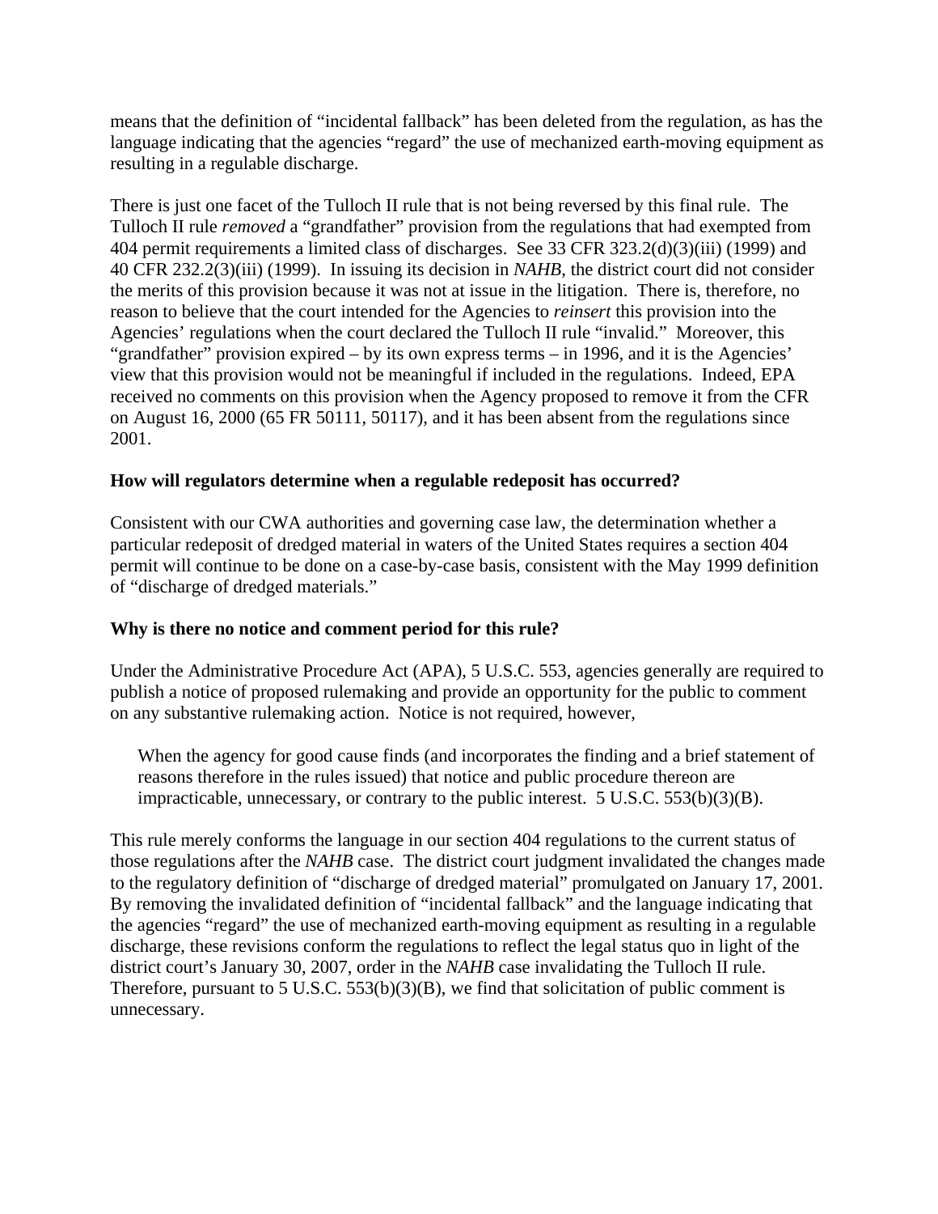means that the definition of “incidental fallback” has been deleted from the regulation, as has the language indicating that the agencies “regard” the use of mechanized earth-moving equipment as resulting in a regulable discharge.

There is just one facet of the Tulloch II rule that is not being reversed by this final rule. The Tulloch II rule *removed* a “grandfather” provision from the regulations that had exempted from 404 permit requirements a limited class of discharges. See 33 CFR 323.2(d)(3)(iii) (1999) and 40 CFR 232.2(3)(iii) (1999). In issuing its decision in *NAHB*, the district court did not consider the merits of this provision because it was not at issue in the litigation. There is, therefore, no reason to believe that the court intended for the Agencies to *reinsert* this provision into the Agencies’ regulations when the court declared the Tulloch II rule “invalid.” Moreover, this “grandfather” provision expired – by its own express terms – in 1996, and it is the Agencies’ view that this provision would not be meaningful if included in the regulations. Indeed, EPA received no comments on this provision when the Agency proposed to remove it from the CFR on August 16, 2000 (65 FR 50111, 50117), and it has been absent from the regulations since 2001.

**How will regulators determine when a regulable redeposit has occurred?**

Consistent with our CWA authorities and governing case law, the determination whether a particular redeposit of dredged material in waters of the United States requires a section 404 permit will continue to be done on a case-by-case basis, consistent with the May 1999 definition of “discharge of dredged materials.”

**Why is there no notice and comment period for this rule?**

Under the Administrative Procedure Act (APA), 5 U.S.C. 553, agencies generally are required to publish a notice of proposed rulemaking and provide an opportunity for the public to comment on any substantive rulemaking action. Notice is not required, however,

> When the agency for good cause finds (and incorporates the finding and a brief statement of reasons therefore in the rules issued) that notice and public procedure thereon are impracticable, unnecessary, or contrary to the public interest. 5 U.S.C. 553(b)(3)(B).

This rule merely conforms the language in our section 404 regulations to the current status of those regulations after the *NAHB* case. The district court judgment invalidated the changes made to the regulatory definition of “discharge of dredged material” promulgated on January 17, 2001. By removing the invalidated definition of “incidental fallback” and the language indicating that the agencies “regard” the use of mechanized earth-moving equipment as resulting in a regulable discharge, these revisions conform the regulations to reflect the legal status quo in light of the district court’s January 30, 2007, order in the *NAHB* case invalidating the Tulloch II rule. Therefore, pursuant to 5 U.S.C. 553(b)(3)(B), we find that solicitation of public comment is unnecessary.